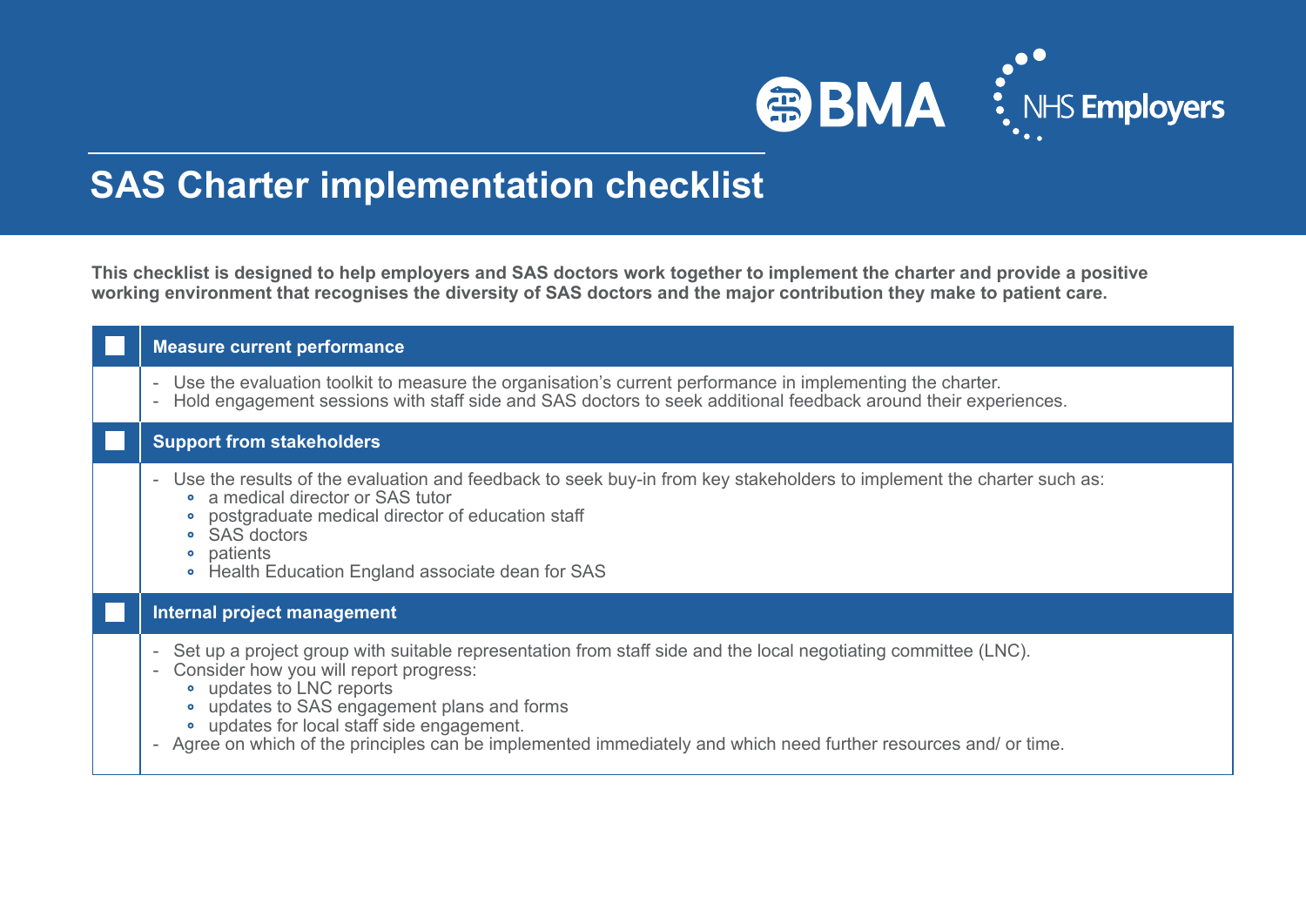# SAS Charter implementation checklist

**This checklist is designed to help employers and SAS doctors work together to implement the charter and provide a positive working environment that recognises the diversity of SAS doctors and the major contribution they make to patient care.**

## ☐ Measure current performance

- Use the evaluation toolkit to measure the organisation's current performance in implementing the charter.
- Hold engagement sessions with staff side and SAS doctors to seek additional feedback around their experiences.

## ☐ Support from stakeholders

- Use the results of the evaluation and feedback to seek buy-in from key stakeholders to implement the charter such as:
  - a medical director or SAS tutor
  - postgraduate medical director of education staff
  - SAS doctors
  - patients
  - Health Education England associate dean for SAS

## ☐ Internal project management

- Set up a project group with suitable representation from staff side and the local negotiating committee (LNC).
- Consider how you will report progress:
  - updates to LNC reports
  - updates to SAS engagement plans and forms
  - updates for local staff side engagement.
- Agree on which of the principles can be implemented immediately and which need further resources and/ or time.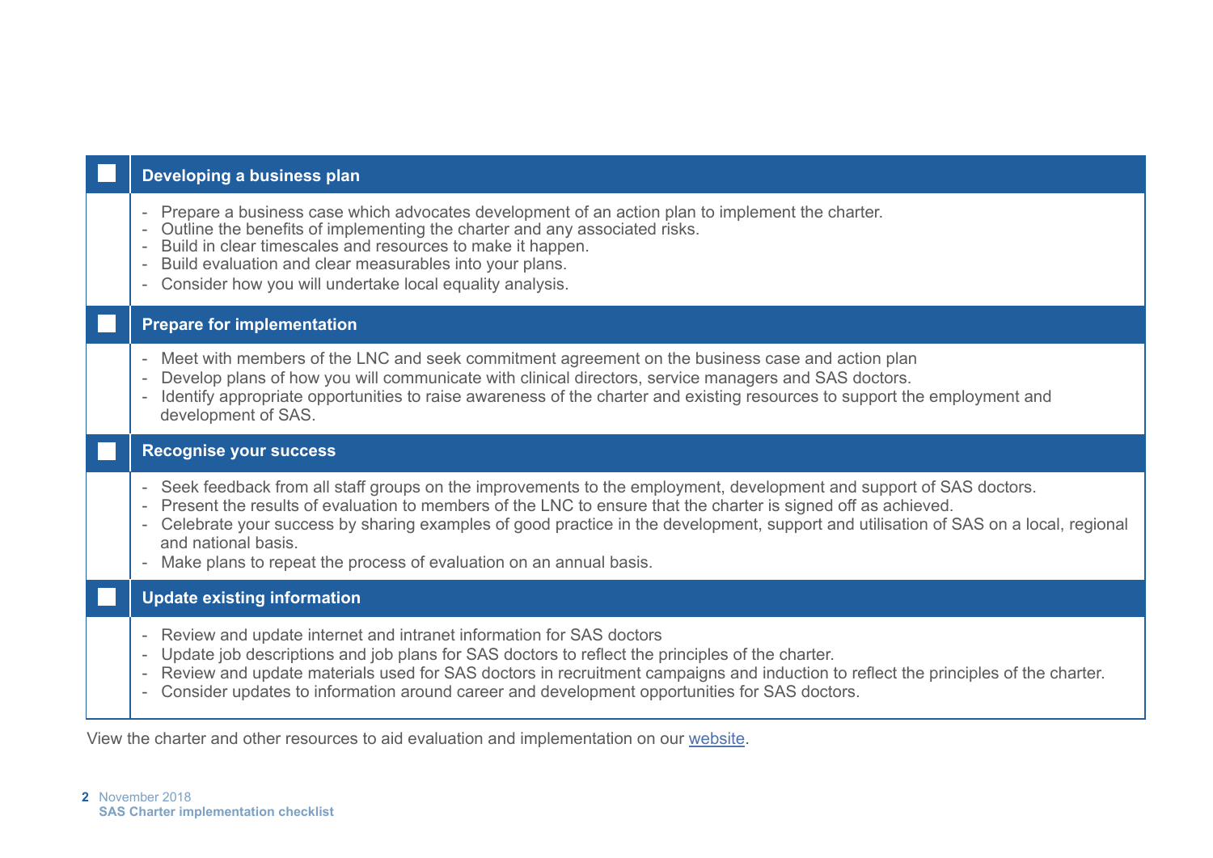| | Developing a business plan |
|---|---|
| | - Prepare a business case which advocates development of an action plan to implement the charter.<br>- Outline the benefits of implementing the charter and any associated risks.<br>- Build in clear timescales and resources to make it happen.<br>- Build evaluation and clear measurables into your plans.<br>- Consider how you will undertake local equality analysis. |
| | **Prepare for implementation** |
| | - Meet with members of the LNC and seek commitment agreement on the business case and action plan<br>- Develop plans of how you will communicate with clinical directors, service managers and SAS doctors.<br>- Identify appropriate opportunities to raise awareness of the charter and existing resources to support the employment and development of SAS. |
| | **Recognise your success** |
| | - Seek feedback from all staff groups on the improvements to the employment, development and support of SAS doctors.<br>- Present the results of evaluation to members of the LNC to ensure that the charter is signed off as achieved.<br>- Celebrate your success by sharing examples of good practice in the development, support and utilisation of SAS on a local, regional and national basis.<br>- Make plans to repeat the process of evaluation on an annual basis. |
| | **Update existing information** |
| | - Review and update internet and intranet information for SAS doctors<br>- Update job descriptions and job plans for SAS doctors to reflect the principles of the charter.<br>- Review and update materials used for SAS doctors in recruitment campaigns and induction to reflect the principles of the charter.<br>- Consider updates to information around career and development opportunities for SAS doctors. |

View the charter and other resources to aid evaluation and implementation on our website.